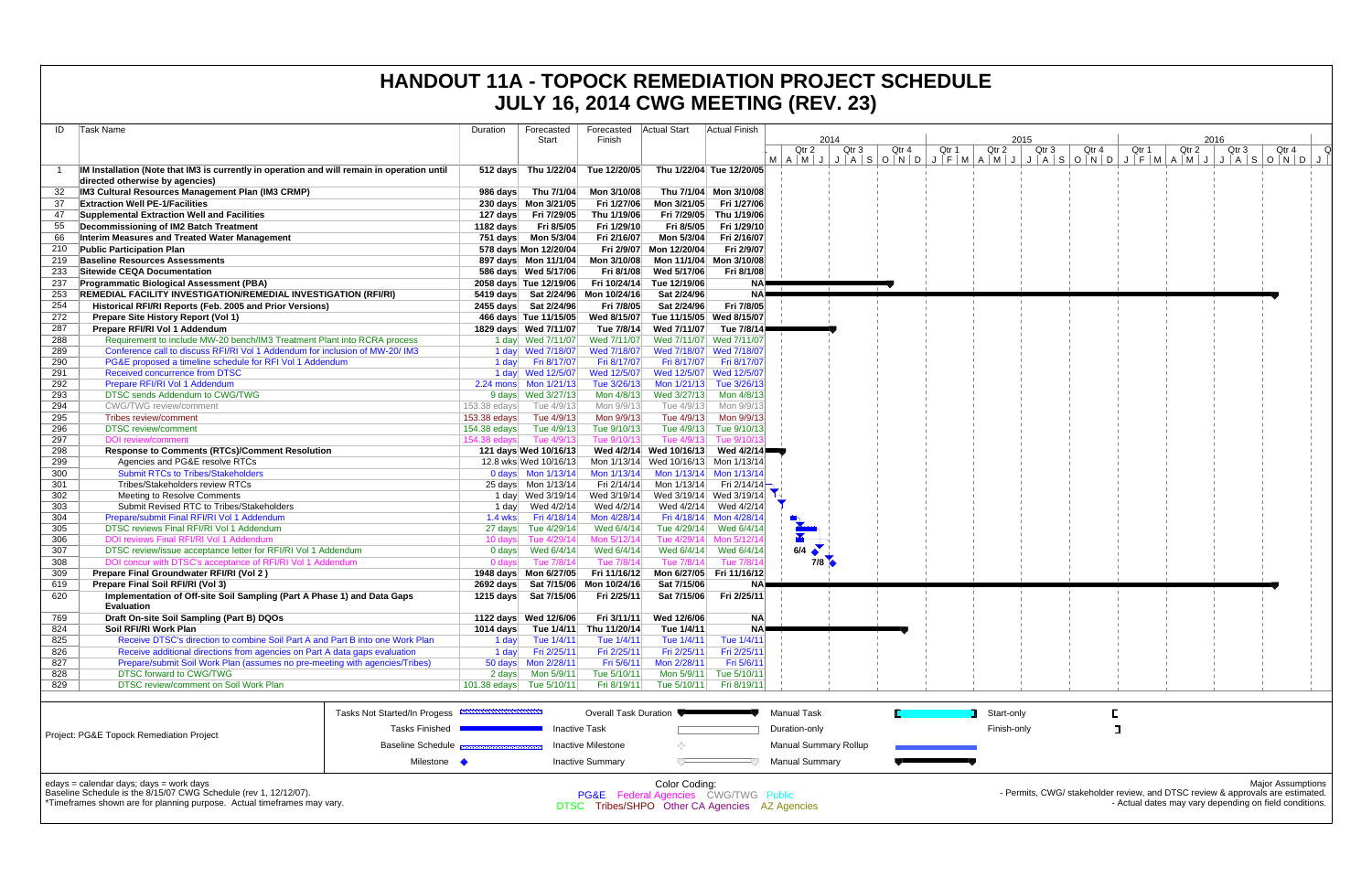# HANDOUT 11A - TOPOCK REMEDIATION PROJECT SCHEDULE
# JULY 16, 2014 CWG MEETING (REV. 23)

| ID | Task Name | Duration | Forecasted Start | Forecasted Finish | Actual Start | Actual Finish |
|---|---|---|---|---|---|---|
| 1 | **IM Installation (Note that IM3 is currently in operation and will remain in operation until directed otherwise by agencies)** | **512 days** | **Thu 1/22/04** | **Tue 12/20/05** | **Thu 1/22/04** | **Tue 12/20/05** |
| 32 | **IM3 Cultural Resources Management Plan (IM3 CRMP)** | **986 days** | **Thu 7/1/04** | **Mon 3/10/08** | **Thu 7/1/04** | **Mon 3/10/08** |
| 37 | **Extraction Well PE-1/Facilities** | **230 days** | **Mon 3/21/05** | **Fri 1/27/06** | **Mon 3/21/05** | **Fri 1/27/06** |
| 47 | **Supplemental Extraction Well and Facilities** | **127 days** | **Fri 7/29/05** | **Thu 1/19/06** | **Fri 7/29/05** | **Thu 1/19/06** |
| 55 | **Decommissioning of IM2 Batch Treatment** | **1182 days** | **Fri 8/5/05** | **Fri 1/29/10** | **Fri 8/5/05** | **Fri 1/29/10** |
| 66 | **Interim Measures and Treated Water Management** | **751 days** | **Mon 5/3/04** | **Fri 2/16/07** | **Mon 5/3/04** | **Fri 2/16/07** |
| 210 | **Public Participation Plan** | **578 days** | **Mon 12/20/04** | **Fri 2/9/07** | **Mon 12/20/04** | **Fri 2/9/07** |
| 219 | **Baseline Resources Assessments** | **897 days** | **Mon 11/1/04** | **Mon 3/10/08** | **Mon 11/1/04** | **Mon 3/10/08** |
| 233 | **Sitewide CEQA Documentation** | **586 days** | **Wed 5/17/06** | **Fri 8/1/08** | **Wed 5/17/06** | **Fri 8/1/08** |
| 237 | **Programmatic Biological Assessment (PBA)** | **2058 days** | **Tue 12/19/06** | **Fri 10/24/14** | **Tue 12/19/06** | **NA** |
| 253 | **REMEDIAL FACILITY INVESTIGATION/REMEDIAL INVESTIGATION (RFI/RI)** | **5419 days** | **Sat 2/24/96** | **Mon 10/24/16** | **Sat 2/24/96** | **NA** |
| 254 | **Historical RFI/RI Reports (Feb. 2005 and Prior Versions)** | **2455 days** | **Sat 2/24/96** | **Fri 7/8/05** | **Sat 2/24/96** | **Fri 7/8/05** |
| 272 | **Prepare Site History Report (Vol 1)** | **466 days** | **Tue 11/15/05** | **Wed 8/15/07** | **Tue 11/15/05** | **Wed 8/15/07** |
| 287 | **Prepare RFI/RI Vol 1 Addendum** | **1829 days** | **Wed 7/11/07** | **Tue 7/8/14** | **Wed 7/11/07** | **Tue 7/8/14** |
| 288 | Requirement to include MW-20 bench/IM3 Treatment Plant into RCRA process | 1 day | Wed 7/11/07 | Wed 7/11/07 | Wed 7/11/07 | Wed 7/11/07 |
| 289 | Conference call to discuss RFI/RI Vol 1 Addendum for inclusion of MW-20/ IM3 | 1 day | Wed 7/18/07 | Wed 7/18/07 | Wed 7/18/07 | Wed 7/18/07 |
| 290 | PG&E proposed a timeline schedule for RFI Vol 1 Addendum | 1 day | Fri 8/17/07 | Fri 8/17/07 | Fri 8/17/07 | Fri 8/17/07 |
| 291 | Received concurrence from DTSC | 1 day | Wed 12/5/07 | Wed 12/5/07 | Wed 12/5/07 | Wed 12/5/07 |
| 292 | Prepare RFI/RI Vol 1 Addendum | 2.24 mons | Mon 1/21/13 | Tue 3/26/13 | Mon 1/21/13 | Tue 3/26/13 |
| 293 | DTSC sends Addendum to CWG/TWG | 9 days | Wed 3/27/13 | Mon 4/8/13 | Wed 3/27/13 | Mon 4/8/13 |
| 294 | CWG/TWG review/comment | 153.38 edays | Tue 4/9/13 | Mon 9/9/13 | Tue 4/9/13 | Mon 9/9/13 |
| 295 | Tribes review/comment | 153.38 edays | Tue 4/9/13 | Mon 9/9/13 | Tue 4/9/13 | Mon 9/9/13 |
| 296 | DTSC review/comment | 154.38 edays | Tue 4/9/13 | Tue 9/10/13 | Tue 4/9/13 | Tue 9/10/13 |
| 297 | DOI review/comment | 154.38 edays | Tue 4/9/13 | Tue 9/10/13 | Tue 4/9/13 | Tue 9/10/13 |
| 298 | **Response to Comments (RTCs)/Comment Resolution** | **121 days** | **Wed 10/16/13** | **Wed 4/2/14** | **Wed 10/16/13** | **Wed 4/2/14** |
| 299 | Agencies and PG&E resolve RTCs | 12.8 wks | Wed 10/16/13 | Mon 1/13/14 | Wed 10/16/13 | Mon 1/13/14 |
| 300 | Submit RTCs to Tribes/Stakeholders | 0 days | Mon 1/13/14 | Mon 1/13/14 | Mon 1/13/14 | Mon 1/13/14 |
| 301 | Tribes/Stakeholders review RTCs | 25 days | Mon 1/13/14 | Fri 2/14/14 | Mon 1/13/14 | Fri 2/14/14 |
| 302 | Meeting to Resolve Comments | 1 day | Wed 3/19/14 | Wed 3/19/14 | Wed 3/19/14 | Wed 3/19/14 |
| 303 | Submit Revised RTC to Tribes/Stakeholders | 1 day | Wed 4/2/14 | Wed 4/2/14 | Wed 4/2/14 | Wed 4/2/14 |
| 304 | Prepare/submit Final RFI/RI Vol 1 Addendum | 1.4 wks | Fri 4/18/14 | Mon 4/28/14 | Fri 4/18/14 | Mon 4/28/14 |
| 305 | DTSC reviews Final RFI/RI Vol 1 Addendum | 27 days | Tue 4/29/14 | Wed 6/4/14 | Tue 4/29/14 | Wed 6/4/14 |
| 306 | DOI reviews Final RFI/RI Vol 1 Addendum | 10 days | Tue 4/29/14 | Mon 5/12/14 | Tue 4/29/14 | Mon 5/12/14 |
| 307 | DTSC review/issue acceptance letter for RFI/RI Vol 1 Addendum | 0 days | Wed 6/4/14 | Wed 6/4/14 | Wed 6/4/14 | Wed 6/4/14 |
| 308 | DOI concur with DTSC's acceptance of RFI/RI Vol 1 Addendum | 0 days | Tue 7/8/14 | Tue 7/8/14 | Tue 7/8/14 | Tue 7/8/14 |
| 309 | **Prepare Final Groundwater RFI/RI (Vol 2 )** | **1948 days** | **Mon 6/27/05** | **Fri 11/16/12** | **Mon 6/27/05** | **Fri 11/16/12** |
| 619 | **Prepare Final Soil RFI/RI (Vol 3)** | **2692 days** | **Sat 7/15/06** | **Mon 10/24/16** | **Sat 7/15/06** | **NA** |
| 620 | **Implementation of Off-site Soil Sampling (Part A Phase 1) and Data Gaps Evaluation** | **1215 days** | **Sat 7/15/06** | **Fri 2/25/11** | **Sat 7/15/06** | **Fri 2/25/11** |
| 769 | **Draft On-site Soil Sampling (Part B) DQOs** | **1122 days** | **Wed 12/6/06** | **Fri 3/11/11** | **Wed 12/6/06** | **NA** |
| 824 | **Soil RFI/RI Work Plan** | **1014 days** | **Tue 1/4/11** | **Thu 11/20/14** | **Tue 1/4/11** | **NA** |
| 825 | Receive DTSC's direction to combine Soil Part A and Part B into one Work Plan | 1 day | Tue 1/4/11 | Tue 1/4/11 | Tue 1/4/11 | Tue 1/4/11 |
| 826 | Receive additional directions from agencies on Part A data gaps evaluation | 1 day | Fri 2/25/11 | Fri 2/25/11 | Fri 2/25/11 | Fri 2/25/11 |
| 827 | Prepare/submit Soil Work Plan (assumes no pre-meeting with agencies/Tribes) | 50 days | Mon 2/28/11 | Fri 5/6/11 | Mon 2/28/11 | Fri 5/6/11 |
| 828 | DTSC forward to CWG/TWG | 2 days | Mon 5/9/11 | Tue 5/10/11 | Mon 5/9/11 | Tue 5/10/11 |
| 829 | DTSC review/comment on Soil Work Plan | 101.38 edays | Tue 5/10/11 | Fri 8/19/11 | Tue 5/10/11 | Fri 8/19/11 |

Gantt chart milestones: 6/4 (ID 307), 7/8 (ID 308).

Project: PG&E Topock Remediation Project

Legend: Tasks Not Started/In Progess; Tasks Finished; Baseline Schedule; Milestone; Overall Task Duration; Inactive Task; Inactive Milestone; Inactive Summary; Manual Task; Duration-only; Manual Summary Rollup; Manual Summary; Start-only; Finish-only

edays = calendar days; days = work days
Baseline Schedule is the 8/15/07 CWG Schedule (rev 1, 12/12/07).
*Timeframes shown are for planning purpose. Actual timeframes may vary.

Color Coding:
PG&E Federal Agencies CWG/TWG Public
DTSC Tribes/SHPO Other CA Agencies AZ Agencies

Major Assumptions
- Permits, CWG/ stakeholder review, and DTSC review & approvals are estimated.
- Actual dates may vary depending on field conditions.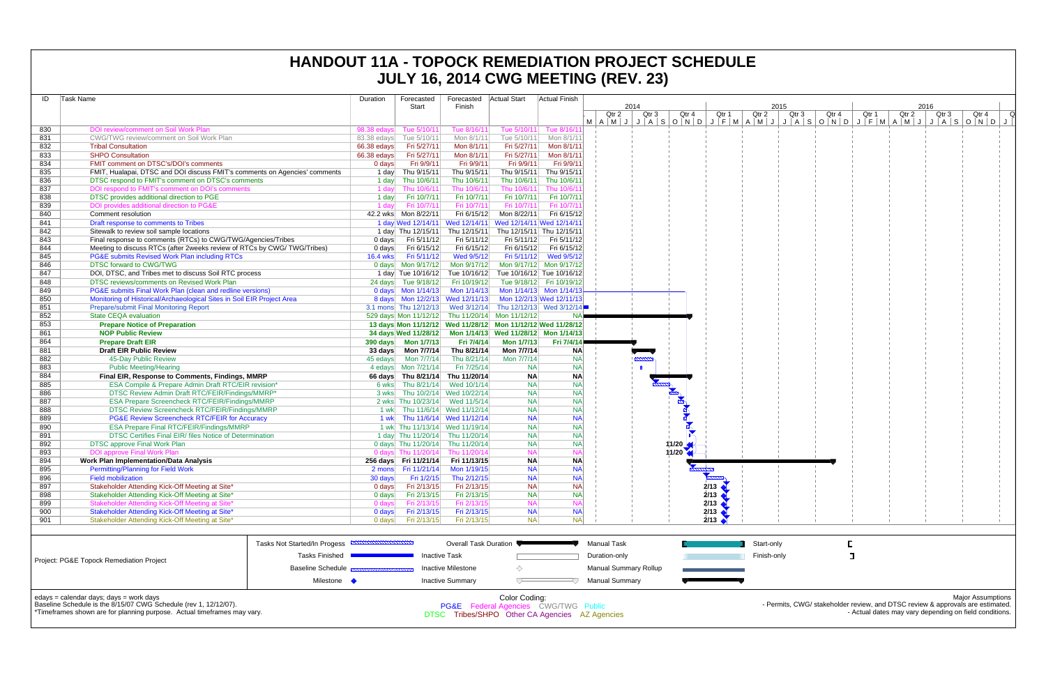# HANDOUT 11A - TOPOCK REMEDIATION PROJECT SCHEDULE
# JULY 16, 2014 CWG MEETING (REV. 23)

| ID | Task Name | Duration | Forecasted Start | Forecasted Finish | Actual Start | Actual Finish |
|---|---|---|---|---|---|---|
| 830 | DOI review/comment on Soil Work Plan | 98.38 edays | Tue 5/10/11 | Tue 8/16/11 | Tue 5/10/11 | Tue 8/16/11 |
| 831 | CWG/TWG review/comment on Soil Work Plan | 83.38 edays | Tue 5/10/11 | Mon 8/1/11 | Tue 5/10/11 | Mon 8/1/11 |
| 832 | Tribal Consultation | 66.38 edays | Fri 5/27/11 | Mon 8/1/11 | Fri 5/27/11 | Mon 8/1/11 |
| 833 | SHPO Consultation | 66.38 edays | Fri 5/27/11 | Mon 8/1/11 | Fri 5/27/11 | Mon 8/1/11 |
| 834 | FMIT comment on DTSC's/DOI's comments | 0 days | Fri 9/9/11 | Fri 9/9/11 | Fri 9/9/11 | Fri 9/9/11 |
| 835 | FMIT, Hualapai, DTSC and DOI discuss FMIT's comments on Agencies' comments | 1 day | Thu 9/15/11 | Thu 9/15/11 | Thu 9/15/11 | Thu 9/15/11 |
| 836 | DTSC respond to FMIT's comment on DTSC's comments | 1 day | Thu 10/6/11 | Thu 10/6/11 | Thu 10/6/11 | Thu 10/6/11 |
| 837 | DOI respond to FMIT's comment on DOI's comments | 1 day | Thu 10/6/11 | Thu 10/6/11 | Thu 10/6/11 | Thu 10/6/11 |
| 838 | DTSC provides additional direction to PGE | 1 day | Fri 10/7/11 | Fri 10/7/11 | Fri 10/7/11 | Fri 10/7/11 |
| 839 | DOI provides additional direction to PG&E | 1 day | Fri 10/7/11 | Fri 10/7/11 | Fri 10/7/11 | Fri 10/7/11 |
| 840 | Comment resolution | 42.2 wks | Mon 8/22/11 | Fri 6/15/12 | Mon 8/22/11 | Fri 6/15/12 |
| 841 | Draft response to comments to Tribes | 1 day | Wed 12/14/11 | Wed 12/14/11 | Wed 12/14/11 | Wed 12/14/11 |
| 842 | Sitewalk to review soil sample locations | 1 day | Thu 12/15/11 | Thu 12/15/11 | Thu 12/15/11 | Thu 12/15/11 |
| 843 | Final response to comments (RTCs) to CWG/TWG/Agencies/Tribes | 0 days | Fri 5/11/12 | Fri 5/11/12 | Fri 5/11/12 | Fri 5/11/12 |
| 844 | Meeting to discuss RTCs (after 2weeks review of RTCs by CWG/ TWG/Tribes) | 0 days | Fri 6/15/12 | Fri 6/15/12 | Fri 6/15/12 | Fri 6/15/12 |
| 845 | PG&E submits Revised Work Plan including RTCs | 16.4 wks | Fri 5/11/12 | Wed 9/5/12 | Fri 5/11/12 | Wed 9/5/12 |
| 846 | DTSC forward to CWG/TWG | 0 days | Mon 9/17/12 | Mon 9/17/12 | Mon 9/17/12 | Mon 9/17/12 |
| 847 | DOI, DTSC, and Tribes met to discuss Soil RTC process | 1 day | Tue 10/16/12 | Tue 10/16/12 | Tue 10/16/12 | Tue 10/16/12 |
| 848 | DTSC reviews/comments on Revised Work Plan | 24 days | Tue 9/18/12 | Fri 10/19/12 | Tue 9/18/12 | Fri 10/19/12 |
| 849 | PG&E submits Final Work Plan (clean and redline versions) | 0 days | Mon 1/14/13 | Mon 1/14/13 | Mon 1/14/13 | Mon 1/14/13 |
| 850 | Monitoring of Historical/Archaeological Sites in Soil EIR Project Area | 8 days | Mon 12/2/13 | Wed 12/11/13 | Mon 12/2/13 | Wed 12/11/13 |
| 851 | Prepare/submit Final Monitoring Report | 3.1 mons | Thu 12/12/13 | Wed 3/12/14 | Thu 12/12/13 | Wed 3/12/14 |
| 852 | State CEQA evaluation | 529 days | Mon 11/12/12 | Thu 11/20/14 | Mon 11/12/12 | NA |
| 853 | **Prepare Notice of Preparation** | **13 days** | **Mon 11/12/12** | **Wed 11/28/12** | **Mon 11/12/12** | **Wed 11/28/12** |
| 861 | **NOP Public Review** | **34 days** | **Wed 11/28/12** | **Mon 1/14/13** | **Wed 11/28/12** | **Mon 1/14/13** |
| 864 | **Prepare Draft EIR** | **390 days** | **Mon 1/7/13** | **Fri 7/4/14** | **Mon 1/7/13** | **Fri 7/4/14** |
| 881 | **Draft EIR Public Review** | **33 days** | **Mon 7/7/14** | **Thu 8/21/14** | **Mon 7/7/14** | **NA** |
| 882 | 45-Day Public Review | 45 edays | Mon 7/7/14 | Thu 8/21/14 | Mon 7/7/14 | NA |
| 883 | Public Meeting/Hearing | 4 edays | Mon 7/21/14 | Fri 7/25/14 | NA | NA |
| 884 | **Final EIR, Response to Comments, Findings, MMRP** | **66 days** | **Thu 8/21/14** | **Thu 11/20/14** | **NA** | **NA** |
| 885 | ESA Compile & Prepare Admin Draft RTC/EIR revision* | 6 wks | Thu 8/21/14 | Wed 10/1/14 | NA | NA |
| 886 | DTSC Review Admin Draft RTC/FEIR/Findings/MMRP* | 3 wks | Thu 10/2/14 | Wed 10/22/14 | NA | NA |
| 887 | ESA Prepare Screencheck RTC/FEIR/Findings/MMRP | 2 wks | Thu 10/23/14 | Wed 11/5/14 | NA | NA |
| 888 | DTSC Review Screencheck RTC/FEIR/Findings/MMRP | 1 wk | Thu 11/6/14 | Wed 11/12/14 | NA | NA |
| 889 | PG&E Review Screencheck RTC/FEIR for Accuracy | 1 wk | Thu 11/6/14 | Wed 11/12/14 | NA | NA |
| 890 | ESA Prepare Final RTC/FEIR/Findings/MMRP | 1 wk | Thu 11/13/14 | Wed 11/19/14 | NA | NA |
| 891 | DTSC Certifies Final EIR/ files Notice of Determination | 1 day | Thu 11/20/14 | Thu 11/20/14 | NA | NA |
| 892 | DTSC approve Final Work Plan | 0 days | Thu 11/20/14 | Thu 11/20/14 | NA | NA |
| 893 | DOI approve Final Work Plan | 0 days | Thu 11/20/14 | Thu 11/20/14 | NA | NA |
| 894 | **Work Plan Implementation/Data Analysis** | **256 days** | **Fri 11/21/14** | **Fri 11/13/15** | **NA** | **NA** |
| 895 | Permitting/Planning for Field Work | 2 mons | Fri 11/21/14 | Mon 1/19/15 | NA | NA |
| 896 | Field mobilization | 30 days | Fri 1/2/15 | Thu 2/12/15 | NA | NA |
| 897 | Stakeholder Attending Kick-Off Meeting at Site* | 0 days | Fri 2/13/15 | Fri 2/13/15 | NA | NA |
| 898 | Stakeholder Attending Kick-Off Meeting at Site* | 0 days | Fri 2/13/15 | Fri 2/13/15 | NA | NA |
| 899 | Stakeholder Attending Kick-Off Meeting at Site* | 0 days | Fri 2/13/15 | Fri 2/13/15 | NA | NA |
| 900 | Stakeholder Attending Kick-Off Meeting at Site* | 0 days | Fri 2/13/15 | Fri 2/13/15 | NA | NA |
| 901 | Stakeholder Attending Kick-Off Meeting at Site* | 0 days | Fri 2/13/15 | Fri 2/13/15 | NA | NA |

Project: PG&E Topock Remediation Project

Legend: Tasks Not Started/In Progess; Tasks Finished; Baseline Schedule; Milestone; Overall Task Duration; Inactive Task; Inactive Milestone; Inactive Summary; Manual Task; Duration-only; Manual Summary Rollup; Manual Summary; Start-only; Finish-only

edays = calendar days; days = work days
Baseline Schedule is the 8/15/07 CWG Schedule (rev 1, 12/12/07).
*Timeframes shown are for planning purpose. Actual timeframes may vary.

Color Coding:
PG&E Federal Agencies CWG/TWG Public
DTSC Tribes/SHPO Other CA Agencies AZ Agencies

Major Assumptions
- Permits, CWG/ stakeholder review, and DTSC review & approvals are estimated.
- Actual dates may vary depending on field conditions.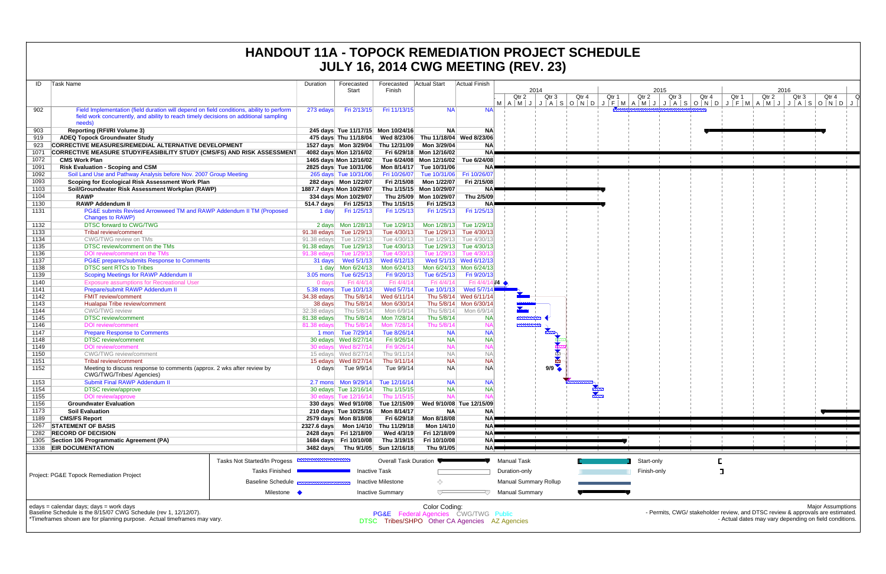# HANDOUT 11A - TOPOCK REMEDIATION PROJECT SCHEDULE
# JULY 16, 2014 CWG MEETING (REV. 23)

| ID | Task Name | Duration | Forecasted Start | Forecasted Finish | Actual Start | Actual Finish |
|---|---|---|---|---|---|---|
| 902 | Field Implementation (field duration will depend on field conditions, ability to perform field work concurrently, and ability to reach timely decisions on additional sampling needs) | 273 edays | Fri 2/13/15 | Fri 11/13/15 | NA | NA |
| 903 | **Reporting (RFI/RI Volume 3)** | 245 days | Tue 11/17/15 | Mon 10/24/16 | NA | NA |
| 919 | **ADEQ Topock Groundwater Study** | 475 days | Thu 11/18/04 | Wed 8/23/06 | Thu 11/18/04 | Wed 8/23/06 |
| 923 | **CORRECTIVE MEASURES/REMEDIAL ALTERNATIVE DEVELOPMENT** | 1527 days | Mon 3/29/04 | Thu 12/31/09 | Mon 3/29/04 | NA |
| 1071 | **CORRECTIVE MEASURE STUDY/FEASIBILITY STUDY (CMS/FS) AND RISK ASSESSMENT** | 4082 days | Mon 12/16/02 | Fri 6/29/18 | Mon 12/16/02 | NA |
| 1072 | **CMS Work Plan** | 1465 days | Mon 12/16/02 | Tue 6/24/08 | Mon 12/16/02 | Tue 6/24/08 |
| 1091 | **Risk Evaluation - Scoping and CSM** | 2825 days | Tue 10/31/06 | Mon 8/14/17 | Tue 10/31/06 | NA |
| 1092 | Soil Land Use and Pathway Analysis before Nov. 2007 Group Meeting | 265 days | Tue 10/31/06 | Fri 10/26/07 | Tue 10/31/06 | Fri 10/26/07 |
| 1093 | **Scoping for Ecological Risk Assessment Work Plan** | 282 days | Mon 1/22/07 | Fri 2/15/08 | Mon 1/22/07 | Fri 2/15/08 |
| 1103 | **Soil/Groundwater Risk Assessment Workplan (RAWP)** | 1887.7 days | Mon 10/29/07 | Thu 1/15/15 | Mon 10/29/07 | NA |
| 1104 | **RAWP** | 334 days | Mon 10/29/07 | Thu 2/5/09 | Mon 10/29/07 | Thu 2/5/09 |
| 1130 | **RAWP Addendum II** | 514.7 days | Fri 1/25/13 | Thu 1/15/15 | Fri 1/25/13 | NA |
| 1131 | PG&E submits Revised Arrowweed TM and RAWP Addendum II TM (Proposed Changes to RAWP) | 1 day | Fri 1/25/13 | Fri 1/25/13 | Fri 1/25/13 | Fri 1/25/13 |
| 1132 | DTSC forward to CWG/TWG | 2 days | Mon 1/28/13 | Tue 1/29/13 | Mon 1/28/13 | Tue 1/29/13 |
| 1133 | Tribal review/comment | 91.38 edays | Tue 1/29/13 | Tue 4/30/13 | Tue 1/29/13 | Tue 4/30/13 |
| 1134 | CWG/TWG review on TMs | 91.38 edays | Tue 1/29/13 | Tue 4/30/13 | Tue 1/29/13 | Tue 4/30/13 |
| 1135 | DTSC review/comment on the TMs | 91.38 edays | Tue 1/29/13 | Tue 4/30/13 | Tue 1/29/13 | Tue 4/30/13 |
| 1136 | DOI review/comment on the TMs | 91.38 edays | Tue 1/29/13 | Tue 4/30/13 | Tue 1/29/13 | Tue 4/30/13 |
| 1137 | PG&E prepares/submits Response to Comments | 31 days | Wed 5/1/13 | Wed 6/12/13 | Wed 5/1/13 | Wed 6/12/13 |
| 1138 | DTSC sent RTCs to Tribes | 1 day | Mon 6/24/13 | Mon 6/24/13 | Mon 6/24/13 | Mon 6/24/13 |
| 1139 | Scoping Meetings for RAWP Addendum II | 3.05 mons | Tue 6/25/13 | Fri 9/20/13 | Tue 6/25/13 | Fri 9/20/13 |
| 1140 | Exposure assumptions for Recreational User | 0 days | Fri 4/4/14 | Fri 4/4/14 | Fri 4/4/14 | Fri 4/4/14 |
| 1141 | Prepare/submit RAWP Addendum II | 5.38 mons | Tue 10/1/13 | Wed 5/7/14 | Tue 10/1/13 | Wed 5/7/14 |
| 1142 | FMIT review/comment | 34.38 edays | Thu 5/8/14 | Wed 6/11/14 | Thu 5/8/14 | Wed 6/11/14 |
| 1143 | Hualapai Tribe review/comment | 38 days | Thu 5/8/14 | Mon 6/30/14 | Thu 5/8/14 | Mon 6/30/14 |
| 1144 | CWG/TWG review | 32.38 edays | Thu 5/8/14 | Mon 6/9/14 | Thu 5/8/14 | Mon 6/9/14 |
| 1145 | DTSC review/comment | 81.38 edays | Thu 5/8/14 | Mon 7/28/14 | Thu 5/8/14 | NA |
| 1146 | DOI review/comment | 81.38 edays | Thu 5/8/14 | Mon 7/28/14 | Thu 5/8/14 | NA |
| 1147 | Prepare Response to Comments | 1 mon | Tue 7/29/14 | Tue 8/26/14 | NA | NA |
| 1148 | DTSC review/comment | 30 edays | Wed 8/27/14 | Fri 9/26/14 | NA | NA |
| 1149 | DOI review/comment | 30 edays | Wed 8/27/14 | Fri 9/26/14 | NA | NA |
| 1150 | CWG/TWG review/comment | 15 edays | Wed 8/27/14 | Thu 9/11/14 | NA | NA |
| 1151 | Tribal review/comment | 15 edays | Wed 8/27/14 | Thu 9/11/14 | NA | NA |
| 1152 | Meeting to discuss response to comments (approx. 2 wks after review by CWG/TWG/Tribes/ Agencies) | 0 days | Tue 9/9/14 | Tue 9/9/14 | NA | NA |
| 1153 | Submit Final RAWP Addendum II | 2.7 mons | Mon 9/29/14 | Tue 12/16/14 | NA | NA |
| 1154 | DTSC review/approve | 30 edays | Tue 12/16/14 | Thu 1/15/15 | NA | NA |
| 1155 | DOI review/approve | 30 edays | Tue 12/16/14 | Thu 1/15/15 | NA | NA |
| 1156 | **Groundwater Evaluation** | 330 days | Wed 9/10/08 | Tue 12/15/09 | Wed 9/10/08 | Tue 12/15/09 |
| 1173 | **Soil Evaluation** | 210 days | Tue 10/25/16 | Mon 8/14/17 | NA | NA |
| 1189 | **CMS/FS Report** | 2579 days | Mon 8/18/08 | Fri 6/29/18 | Mon 8/18/08 | NA |
| 1267 | **STATEMENT OF BASIS** | 2327.6 days | Mon 1/4/10 | Thu 11/29/18 | Mon 1/4/10 | NA |
| 1282 | **RECORD OF DECISION** | 2428 days | Fri 12/18/09 | Wed 4/3/19 | Fri 12/18/09 | NA |
| 1305 | **Section 106 Programmatic Agreement (PA)** | 1684 days | Fri 10/10/08 | Thu 3/19/15 | Fri 10/10/08 | NA |
| 1338 | **EIR DOCUMENTATION** | 3482 days | Thu 9/1/05 | Sun 12/16/18 | Thu 9/1/05 | NA |

Project: PG&E Topock Remediation Project

Legend: Tasks Not Started/In Progess; Tasks Finished; Baseline Schedule; Milestone; Overall Task Duration; Inactive Task; Inactive Milestone; Inactive Summary; Manual Task; Duration-only; Manual Summary Rollup; Manual Summary; Start-only; Finish-only

edays = calendar days; days = work days
Baseline Schedule is the 8/15/07 CWG Schedule (rev 1, 12/12/07).
*Timeframes shown are for planning purpose. Actual timeframes may vary.

Color Coding:
PG&E Federal Agencies CWG/TWG Public
DTSC Tribes/SHPO Other CA Agencies AZ Agencies

Major Assumptions
- Permits, CWG/ stakeholder review, and DTSC review & approvals are estimated.
- Actual dates may vary depending on field conditions.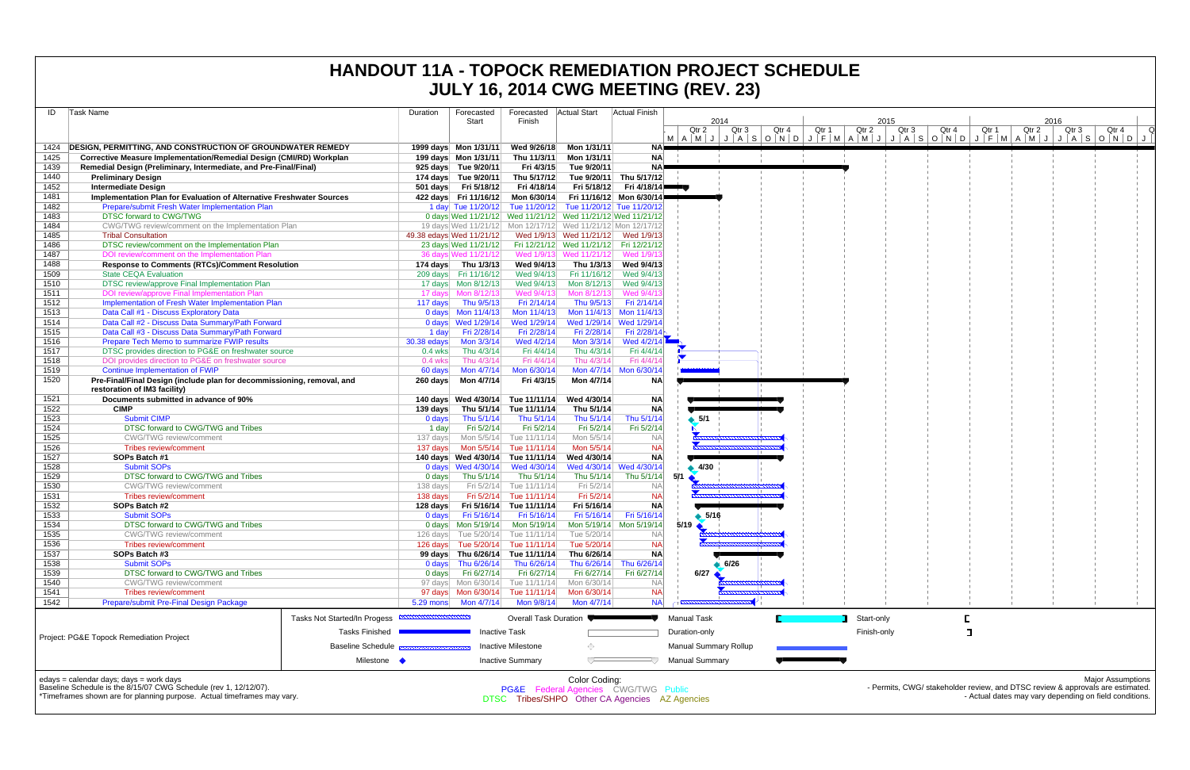# HANDOUT 11A - TOPOCK REMEDIATION PROJECT SCHEDULE
# JULY 16, 2014 CWG MEETING (REV. 23)

| ID | Task Name | Duration | Forecasted Start | Forecasted Finish | Actual Start | Actual Finish |
|---|---|---|---|---|---|---|
| 1424 | **DESIGN, PERMITTING, AND CONSTRUCTION OF GROUNDWATER REMEDY** | 1999 days | Mon 1/31/11 | Wed 9/26/18 | Mon 1/31/11 | NA |
| 1425 | **Corrective Measure Implementation/Remedial Design (CMI/RD) Workplan** | 199 days | Mon 1/31/11 | Thu 11/3/11 | Mon 1/31/11 | NA |
| 1439 | **Remedial Design (Preliminary, Intermediate, and Pre-Final/Final)** | 925 days | Tue 9/20/11 | Fri 4/3/15 | Tue 9/20/11 | NA |
| 1440 | **Preliminary Design** | 174 days | Tue 9/20/11 | Thu 5/17/12 | Tue 9/20/11 | Thu 5/17/12 |
| 1452 | **Intermediate Design** | 501 days | Fri 5/18/12 | Fri 4/18/14 | Fri 5/18/12 | Fri 4/18/14 |
| 1481 | **Implementation Plan for Evaluation of Alternative Freshwater Sources** | 422 days | Fri 11/16/12 | Mon 6/30/14 | Fri 11/16/12 | Mon 6/30/14 |
| 1482 | Prepare/submit Fresh Water Implementation Plan | 1 day | Tue 11/20/12 | Tue 11/20/12 | Tue 11/20/12 | Tue 11/20/12 |
| 1483 | DTSC forward to CWG/TWG | 0 days | Wed 11/21/12 | Wed 11/21/12 | Wed 11/21/12 | Wed 11/21/12 |
| 1484 | CWG/TWG review/comment on the Implementation Plan | 19 days | Wed 11/21/12 | Mon 12/17/12 | Wed 11/21/12 | Mon 12/17/12 |
| 1485 | Tribal Consultation | 49.38 edays | Wed 11/21/12 | Wed 1/9/13 | Wed 11/21/12 | Wed 1/9/13 |
| 1486 | DTSC review/comment on the Implementation Plan | 23 days | Wed 11/21/12 | Fri 12/21/12 | Wed 11/21/12 | Fri 12/21/12 |
| 1487 | DOI review/comment on the Implementation Plan | 36 days | Wed 11/21/12 | Wed 1/9/13 | Wed 11/21/12 | Wed 1/9/13 |
| 1488 | **Response to Comments (RTCs)/Comment Resolution** | 174 days | Thu 1/3/13 | Wed 9/4/13 | Thu 1/3/13 | Wed 9/4/13 |
| 1509 | State CEQA Evaluation | 209 days | Fri 11/16/12 | Wed 9/4/13 | Fri 11/16/12 | Wed 9/4/13 |
| 1510 | DTSC review/approve Final Implementation Plan | 17 days | Mon 8/12/13 | Wed 9/4/13 | Mon 8/12/13 | Wed 9/4/13 |
| 1511 | DOI review/approve Final Implementation Plan | 17 days | Mon 8/12/13 | Wed 9/4/13 | Mon 8/12/13 | Wed 9/4/13 |
| 1512 | Implementation of Fresh Water Implementation Plan | 117 days | Thu 9/5/13 | Fri 2/14/14 | Thu 9/5/13 | Fri 2/14/14 |
| 1513 | Data Call #1 - Discuss Exploratory Data | 0 days | Mon 11/4/13 | Mon 11/4/13 | Mon 11/4/13 | Mon 11/4/13 |
| 1514 | Data Call #2 - Discuss Data Summary/Path Forward | 0 days | Wed 1/29/14 | Wed 1/29/14 | Wed 1/29/14 | Wed 1/29/14 |
| 1515 | Data Call #3 - Discuss Data Summary/Path Forward | 1 day | Fri 2/28/14 | Fri 2/28/14 | Fri 2/28/14 | Fri 2/28/14 |
| 1516 | Prepare Tech Memo to summarize FWIP results | 30.38 edays | Mon 3/3/14 | Wed 4/2/14 | Mon 3/3/14 | Wed 4/2/14 |
| 1517 | DTSC provides direction to PG&E on freshwater source | 0.4 wks | Thu 4/3/14 | Fri 4/4/14 | Thu 4/3/14 | Fri 4/4/14 |
| 1518 | DOI provides direction to PG&E on freshwater source | 0.4 wks | Thu 4/3/14 | Fri 4/4/14 | Thu 4/3/14 | Fri 4/4/14 |
| 1519 | Continue Implementation of FWIP | 60 days | Mon 4/7/14 | Mon 6/30/14 | Mon 4/7/14 | Mon 6/30/14 |
| 1520 | **Pre-Final/Final Design (include plan for decommissioning, removal, and restoration of IM3 facility)** | 260 days | Mon 4/7/14 | Fri 4/3/15 | Mon 4/7/14 | NA |
| 1521 | **Documents submitted in advance of 90%** | 140 days | Wed 4/30/14 | Tue 11/11/14 | Wed 4/30/14 | NA |
| 1522 | **CIMP** | 139 days | Thu 5/1/14 | Tue 11/11/14 | Thu 5/1/14 | NA |
| 1523 | Submit CIMP | 0 days | Thu 5/1/14 | Thu 5/1/14 | Thu 5/1/14 | Thu 5/1/14 |
| 1524 | DTSC forward to CWG/TWG and Tribes | 1 day | Fri 5/2/14 | Fri 5/2/14 | Fri 5/2/14 | Fri 5/2/14 |
| 1525 | CWG/TWG review/comment | 137 days | Mon 5/5/14 | Tue 11/11/14 | Mon 5/5/14 | NA |
| 1526 | Tribes review/comment | 137 days | Mon 5/5/14 | Tue 11/11/14 | Mon 5/5/14 | NA |
| 1527 | **SOPs Batch #1** | 140 days | Wed 4/30/14 | Tue 11/11/14 | Wed 4/30/14 | NA |
| 1528 | Submit SOPs | 0 days | Wed 4/30/14 | Wed 4/30/14 | Wed 4/30/14 | Wed 4/30/14 |
| 1529 | DTSC forward to CWG/TWG and Tribes | 0 days | Thu 5/1/14 | Thu 5/1/14 | Thu 5/1/14 | Thu 5/1/14 |
| 1530 | CWG/TWG review/comment | 138 days | Fri 5/2/14 | Tue 11/11/14 | Fri 5/2/14 | NA |
| 1531 | Tribes review/comment | 138 days | Fri 5/2/14 | Tue 11/11/14 | Fri 5/2/14 | NA |
| 1532 | **SOPs Batch #2** | 128 days | Fri 5/16/14 | Tue 11/11/14 | Fri 5/16/14 | NA |
| 1533 | Submit SOPs | 0 days | Fri 5/16/14 | Fri 5/16/14 | Fri 5/16/14 | Fri 5/16/14 |
| 1534 | DTSC forward to CWG/TWG and Tribes | 0 days | Mon 5/19/14 | Mon 5/19/14 | Mon 5/19/14 | Mon 5/19/14 |
| 1535 | CWG/TWG review/comment | 126 days | Tue 5/20/14 | Tue 11/11/14 | Tue 5/20/14 | NA |
| 1536 | Tribes review/comment | 126 days | Tue 5/20/14 | Tue 11/11/14 | Tue 5/20/14 | NA |
| 1537 | **SOPs Batch #3** | 99 days | Thu 6/26/14 | Tue 11/11/14 | Thu 6/26/14 | NA |
| 1538 | Submit SOPs | 0 days | Thu 6/26/14 | Thu 6/26/14 | Thu 6/26/14 | Thu 6/26/14 |
| 1539 | DTSC forward to CWG/TWG and Tribes | 0 days | Fri 6/27/14 | Fri 6/27/14 | Fri 6/27/14 | Fri 6/27/14 |
| 1540 | CWG/TWG review/comment | 97 days | Mon 6/30/14 | Tue 11/11/14 | Mon 6/30/14 | NA |
| 1541 | Tribes review/comment | 97 days | Mon 6/30/14 | Tue 11/11/14 | Mon 6/30/14 | NA |
| 1542 | Prepare/submit Pre-Final Design Package | 5.29 mons | Mon 4/7/14 | Mon 9/8/14 | Mon 4/7/14 | NA |

Project: PG&E Topock Remediation Project

Legend: Tasks Not Started/In Progess; Tasks Finished; Baseline Schedule; Milestone; Overall Task Duration; Inactive Task; Inactive Milestone; Inactive Summary; Manual Task; Duration-only; Manual Summary Rollup; Manual Summary; Start-only; Finish-only

edays = calendar days; days = work days
Baseline Schedule is the 8/15/07 CWG Schedule (rev 1, 12/12/07).
*Timeframes shown are for planning purpose. Actual timeframes may vary.

Color Coding:
PG&E Federal Agencies CWG/TWG Public
DTSC Tribes/SHPO Other CA Agencies AZ Agencies

Major Assumptions
- Permits, CWG/ stakeholder review, and DTSC review & approvals are estimated.
- Actual dates may vary depending on field conditions.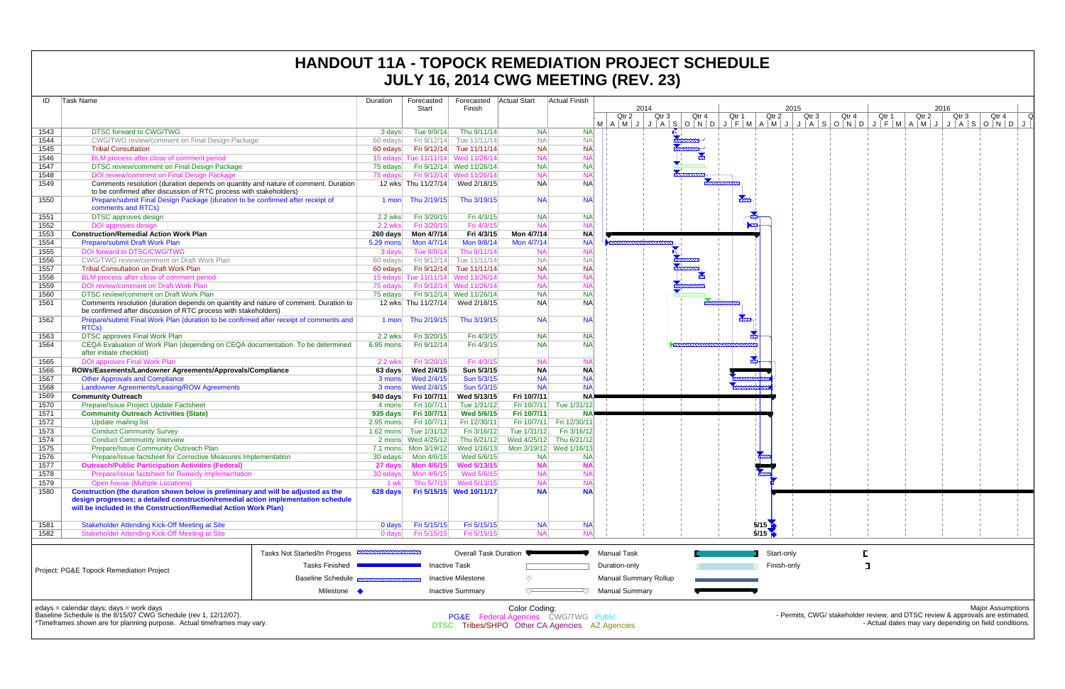# HANDOUT 11A - TOPOCK REMEDIATION PROJECT SCHEDULE
# JULY 16, 2014 CWG MEETING (REV. 23)

| ID | Task Name | Duration | Forecasted Start | Forecasted Finish | Actual Start | Actual Finish |
|---|---|---|---|---|---|---|
| 1543 | DTSC forward to CWG/TWG | 3 days | Tue 9/9/14 | Thu 9/11/14 | NA | NA |
| 1544 | CWG/TWG review/comment on Final Design Package | 60 edays | Fri 9/12/14 | Tue 11/11/14 | NA | NA |
| 1545 | Tribal Consultation | 60 edays | Fri 9/12/14 | Tue 11/11/14 | NA | NA |
| 1546 | BLM process after close of comment period | 15 edays | Tue 11/11/14 | Wed 11/26/14 | NA | NA |
| 1547 | DTSC review/comment on Final Design Package | 75 edays | Fri 9/12/14 | Wed 11/26/14 | NA | NA |
| 1548 | DOI review/comment on Final Design Package | 75 edays | Fri 9/12/14 | Wed 11/26/14 | NA | NA |
| 1549 | Comments resolution (duration depends on quantity and nature of comment. Duration to be confirmed after discussion of RTC process with stakeholders) | 12 wks | Thu 11/27/14 | Wed 2/18/15 | NA | NA |
| 1550 | Prepare/submit Final Design Package (duration to be confirmed after receipt of comments and RTCs) | 1 mon | Thu 2/19/15 | Thu 3/19/15 | NA | NA |
| 1551 | DTSC approves design | 2.2 wks | Fri 3/20/15 | Fri 4/3/15 | NA | NA |
| 1552 | DOI approves design | 2.2 wks | Fri 3/20/15 | Fri 4/3/15 | NA | NA |
| 1553 | **Construction/Remedial Action Work Plan** | **260 days** | **Mon 4/7/14** | **Fri 4/3/15** | **Mon 4/7/14** | **NA** |
| 1554 | Prepare/submit Draft Work Plan | 5.29 mons | Mon 4/7/14 | Mon 9/8/14 | Mon 4/7/14 | NA |
| 1555 | DOI forward to DTSC/CWG/TWG | 3 days | Tue 9/9/14 | Thu 9/11/14 | NA | NA |
| 1556 | CWG/TWG review/comment on Draft Work Plan | 60 edays | Fri 9/12/14 | Tue 11/11/14 | NA | NA |
| 1557 | Tribal Consultation on Draft Work Plan | 60 edays | Fri 9/12/14 | Tue 11/11/14 | NA | NA |
| 1558 | BLM process after close of comment period | 15 edays | Tue 11/11/14 | Wed 11/26/14 | NA | NA |
| 1559 | DOI review/comment on Draft Work Plan | 75 edays | Fri 9/12/14 | Wed 11/26/14 | NA | NA |
| 1560 | DTSC review/comment on Draft Work Plan | 75 edays | Fri 9/12/14 | Wed 11/26/14 | NA | NA |
| 1561 | Comments resolution (duration depends on quantity and nature of comment. Duration to be confirmed after discussion of RTC process with stakeholders) | 12 wks | Thu 11/27/14 | Wed 2/18/15 | NA | NA |
| 1562 | Prepare/submit Final Work Plan (duration to be confirmed after receipt of comments and RTCs) | 1 mon | Thu 2/19/15 | Thu 3/19/15 | NA | NA |
| 1563 | DTSC approves Final Work Plan | 2.2 wks | Fri 3/20/15 | Fri 4/3/15 | NA | NA |
| 1564 | CEQA Evaluation of Work Plan (depending on CEQA documentation. To be determined after initiate checklist) | 6.95 mons | Fri 9/12/14 | Fri 4/3/15 | NA | NA |
| 1565 | DOI approves Final Work Plan | 2.2 wks | Fri 3/20/15 | Fri 4/3/15 | NA | NA |
| 1566 | **ROWs/Easements/Landowner Agreements/Approvals/Compliance** | **63 days** | **Wed 2/4/15** | **Sun 5/3/15** | **NA** | **NA** |
| 1567 | Other Approvals and Compliance | 3 mons | Wed 2/4/15 | Sun 5/3/15 | NA | NA |
| 1568 | Landowner Agreements/Leasing/ROW Agreements | 3 mons | Wed 2/4/15 | Sun 5/3/15 | NA | NA |
| 1569 | **Community Outreach** | **940 days** | **Fri 10/7/11** | **Wed 5/13/15** | **Fri 10/7/11** | **NA** |
| 1570 | Prepare/Issue Project Update Factsheet | 4 mons | Fri 10/7/11 | Tue 1/31/12 | Fri 10/7/11 | Tue 1/31/12 |
| 1571 | **Community Outreach Activities (State)** | **935 days** | **Fri 10/7/11** | **Wed 5/6/15** | **Fri 10/7/11** | **NA** |
| 1572 | Update mailing list | 2.95 mons | Fri 10/7/11 | Fri 12/30/11 | Fri 10/7/11 | Fri 12/30/11 |
| 1573 | Conduct Community Survey | 1.62 mons | Tue 1/31/12 | Fri 3/16/12 | Tue 1/31/12 | Fri 3/16/12 |
| 1574 | Conduct Community Interview | 2 mons | Wed 4/25/12 | Thu 6/21/12 | Wed 4/25/12 | Thu 6/21/12 |
| 1575 | Prepare/Issue Community Outreach Plan | 7.1 mons | Mon 3/19/12 | Wed 1/16/13 | Mon 3/19/12 | Wed 1/16/13 |
| 1576 | Prepare/Issue factsheet for Corrective Measures Implementation | 30 edays | Mon 4/6/15 | Wed 5/6/15 | NA | NA |
| 1577 | **Outreach/Public Participation Activities (Federal)** | **27 days** | **Mon 4/6/15** | **Wed 5/13/15** | **NA** | **NA** |
| 1578 | Prepare/issue factsheet for Remedy Implementation | 30 edays | Mon 4/6/15 | Wed 5/6/15 | NA | NA |
| 1579 | Open house (Multiple Locations) | 1 wk | Thu 5/7/15 | Wed 5/13/15 | NA | NA |
| 1580 | **Construction (the duration shown below is preliminary and will be adjusted as the design progresses; a detailed construction/remedial action implementation schedule will be included in the Construction/Remedial Action Work Plan)** | **628 days** | **Fri 5/15/15** | **Wed 10/11/17** | **NA** | **NA** |
| 1581 | Stakeholder Attending Kick-Off Meeting at Site | 0 days | Fri 5/15/15 | Fri 5/15/15 | NA | NA |
| 1582 | Stakeholder Attending Kick-Off Meeting at Site | 0 days | Fri 5/15/15 | Fri 5/15/15 | NA | NA |

Project: PG&E Topock Remediation Project

Legend: Tasks Not Started/In Progess; Tasks Finished; Baseline Schedule; Milestone; Overall Task Duration; Inactive Task; Inactive Milestone; Inactive Summary; Manual Task; Duration-only; Manual Summary Rollup; Manual Summary; Start-only; Finish-only

edays = calendar days; days = work days
Baseline Schedule is the 8/15/07 CWG Schedule (rev 1, 12/12/07).
*Timeframes shown are for planning purpose. Actual timeframes may vary.

Color Coding:
PG&E Federal Agencies CWG/TWG Public
DTSC Tribes/SHPO Other CA Agencies AZ Agencies

Major Assumptions
- Permits, CWG/ stakeholder review, and DTSC review & approvals are estimated.
- Actual dates may vary depending on field conditions.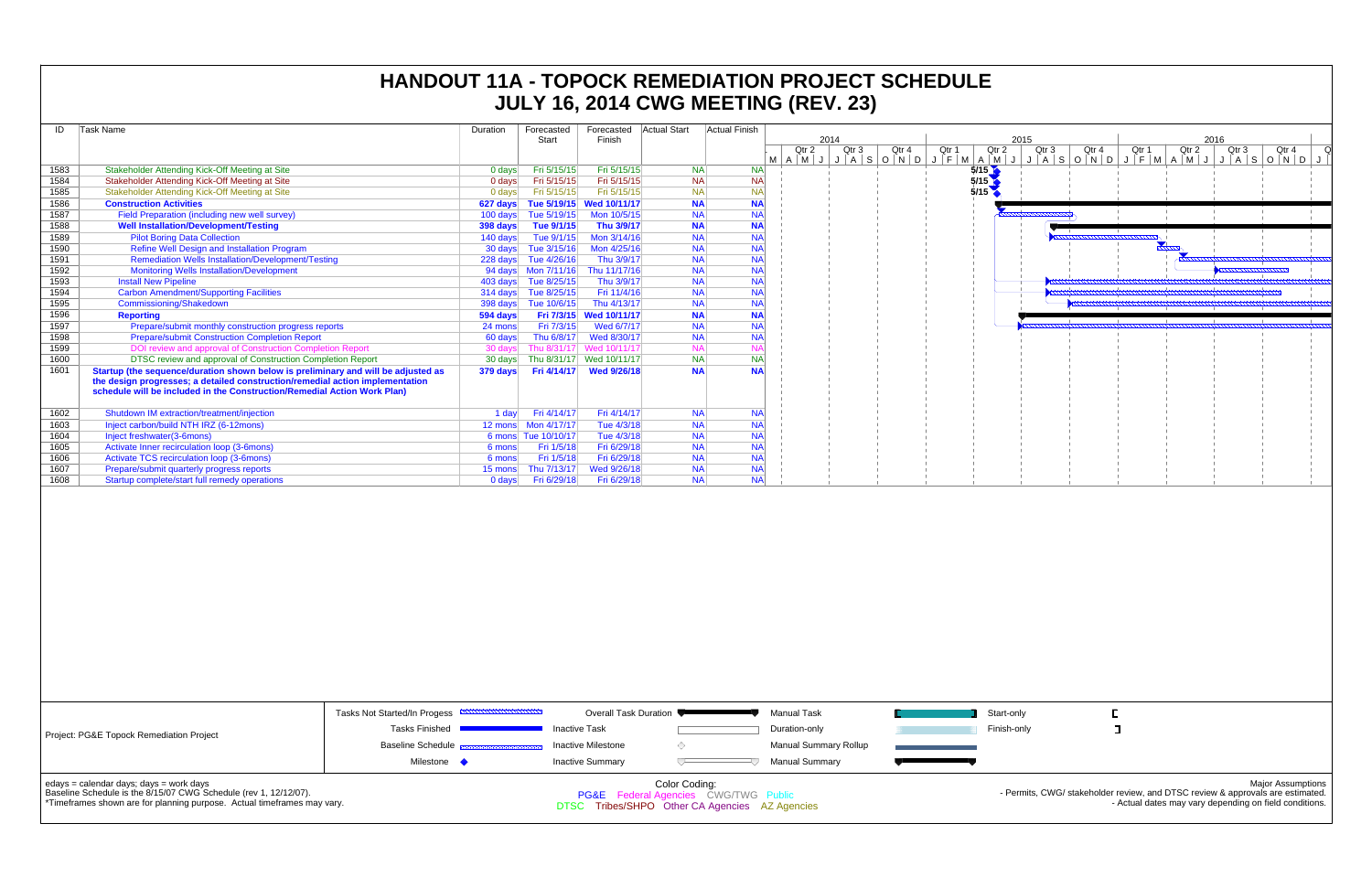# HANDOUT 11A - TOPOCK REMEDIATION PROJECT SCHEDULE
# JULY 16, 2014 CWG MEETING (REV. 23)

| ID | Task Name | Duration | Forecasted Start | Forecasted Finish | Actual Start | Actual Finish |
|---|---|---|---|---|---|---|
| 1583 | Stakeholder Attending Kick-Off Meeting at Site | 0 days | Fri 5/15/15 | Fri 5/15/15 | NA | NA |
| 1584 | Stakeholder Attending Kick-Off Meeting at Site | 0 days | Fri 5/15/15 | Fri 5/15/15 | NA | NA |
| 1585 | Stakeholder Attending Kick-Off Meeting at Site | 0 days | Fri 5/15/15 | Fri 5/15/15 | NA | NA |
| 1586 | **Construction Activities** | **627 days** | **Tue 5/19/15** | **Wed 10/11/17** | **NA** | **NA** |
| 1587 | Field Preparation (including new well survey) | 100 days | Tue 5/19/15 | Mon 10/5/15 | NA | NA |
| 1588 | **Well Installation/Development/Testing** | **398 days** | **Tue 9/1/15** | **Thu 3/9/17** | **NA** | **NA** |
| 1589 | Pilot Boring Data Collection | 140 days | Tue 9/1/15 | Mon 3/14/16 | NA | NA |
| 1590 | Refine Well Design and Installation Program | 30 days | Tue 3/15/16 | Mon 4/25/16 | NA | NA |
| 1591 | Remediation Wells Installation/Development/Testing | 228 days | Tue 4/26/16 | Thu 3/9/17 | NA | NA |
| 1592 | Monitoring Wells Installation/Development | 94 days | Mon 7/11/16 | Thu 11/17/16 | NA | NA |
| 1593 | Install New Pipeline | 403 days | Tue 8/25/15 | Thu 3/9/17 | NA | NA |
| 1594 | Carbon Amendment/Supporting Facilities | 314 days | Tue 8/25/15 | Fri 11/4/16 | NA | NA |
| 1595 | Commissioning/Shakedown | 398 days | Tue 10/6/15 | Thu 4/13/17 | NA | NA |
| 1596 | **Reporting** | **594 days** | **Fri 7/3/15** | **Wed 10/11/17** | **NA** | **NA** |
| 1597 | Prepare/submit monthly construction progress reports | 24 mons | Fri 7/3/15 | Wed 6/7/17 | NA | NA |
| 1598 | Prepare/submit Construction Completion Report | 60 days | Thu 6/8/17 | Wed 8/30/17 | NA | NA |
| 1599 | DOI review and approval of Construction Completion Report | 30 days | Thu 8/31/17 | Wed 10/11/17 | NA | NA |
| 1600 | DTSC review and approval of Construction Completion Report | 30 days | Thu 8/31/17 | Wed 10/11/17 | NA | NA |
| 1601 | **Startup (the sequence/duration shown below is preliminary and will be adjusted as the design progresses; a detailed construction/remedial action implementation schedule will be included in the Construction/Remedial Action Work Plan)** | **379 days** | **Fri 4/14/17** | **Wed 9/26/18** | **NA** | **NA** |
| 1602 | Shutdown IM extraction/treatment/injection | 1 day | Fri 4/14/17 | Fri 4/14/17 | NA | NA |
| 1603 | Inject carbon/build NTH IRZ (6-12mons) | 12 mons | Mon 4/17/17 | Tue 4/3/18 | NA | NA |
| 1604 | Inject freshwater(3-6mons) | 6 mons | Tue 10/10/17 | Tue 4/3/18 | NA | NA |
| 1605 | Activate Inner recirculation loop (3-6mons) | 6 mons | Fri 1/5/18 | Fri 6/29/18 | NA | NA |
| 1606 | Activate TCS recirculation loop (3-6mons) | 6 mons | Fri 1/5/18 | Fri 6/29/18 | NA | NA |
| 1607 | Prepare/submit quarterly progress reports | 15 mons | Thu 7/13/17 | Wed 9/26/18 | NA | NA |
| 1608 | Startup complete/start full remedy operations | 0 days | Fri 6/29/18 | Fri 6/29/18 | NA | NA |

2014 Qtr 2 Qtr 3 Qtr 4 | 2015 Qtr 1 Qtr 2 Qtr 3 Qtr 4 | 2016 Qtr 1 Qtr 2 Qtr 3 Qtr 4

5/15
5/15
5/15

Project: PG&E Topock Remediation Project

Legend: Tasks Not Started/In Progress; Tasks Finished; Baseline Schedule; Milestone; Overall Task Duration; Inactive Task; Inactive Milestone; Inactive Summary; Manual Task; Duration-only; Manual Summary Rollup; Manual Summary; Start-only; Finish-only

edays = calendar days; days = work days
Baseline Schedule is the 8/15/07 CWG Schedule (rev 1, 12/12/07).
*Timeframes shown are for planning purpose. Actual timeframes may vary.

Color Coding:
PG&E Federal Agencies CWG/TWG Public
DTSC Tribes/SHPO Other CA Agencies AZ Agencies

Major Assumptions
- Permits, CWG/ stakeholder review, and DTSC review & approvals are estimated.
- Actual dates may vary depending on field conditions.